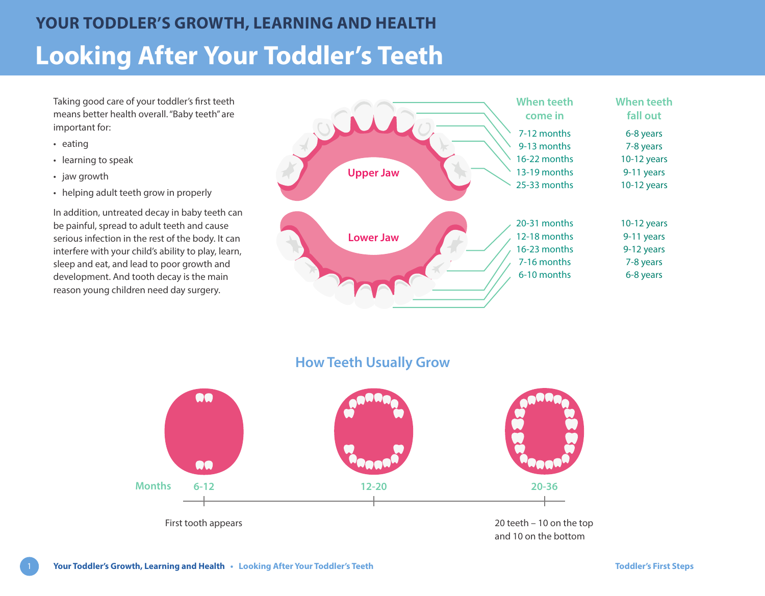## YOUR TODDLER'S GROWTH, LEARNING AND HEALTH

# Looking After Your Toddler's Teeth

Taking good care of your toddler's first teeth means better health overall. "Baby teeth" are important for:

- eating
- learning to speak
- jaw growth
- helping adult teeth grow in properly

In addition, untreated decay in baby teeth can be painful, spread to adult teeth and cause serious infection in the rest of the body. It can interfere with your child's ability to play, learn, sleep and eat, and lead to poor growth and development. And tooth decay is the main reason young children need day surgery.

**Upper Jaw**

| When teeth come in | When teeth fall out |
|---|---|
| 7-12 months | 6-8 years |
| 9-13 months | 7-8 years |
| 16-22 months | 10-12 years |
| 13-19 months | 9-11 years |
| 25-33 months | 10-12 years |

**Lower Jaw**

| When teeth come in | When teeth fall out |
|---|---|
| 20-31 months | 10-12 years |
| 12-18 months | 9-11 years |
| 16-23 months | 9-12 years |
| 7-16 months | 7-8 years |
| 6-10 months | 6-8 years |

## How Teeth Usually Grow

| Months | 6-12 | 12-20 | 20-36 |
|---|---|---|---|
| | First tooth appears | | 20 teeth – 10 on the top and 10 on the bottom |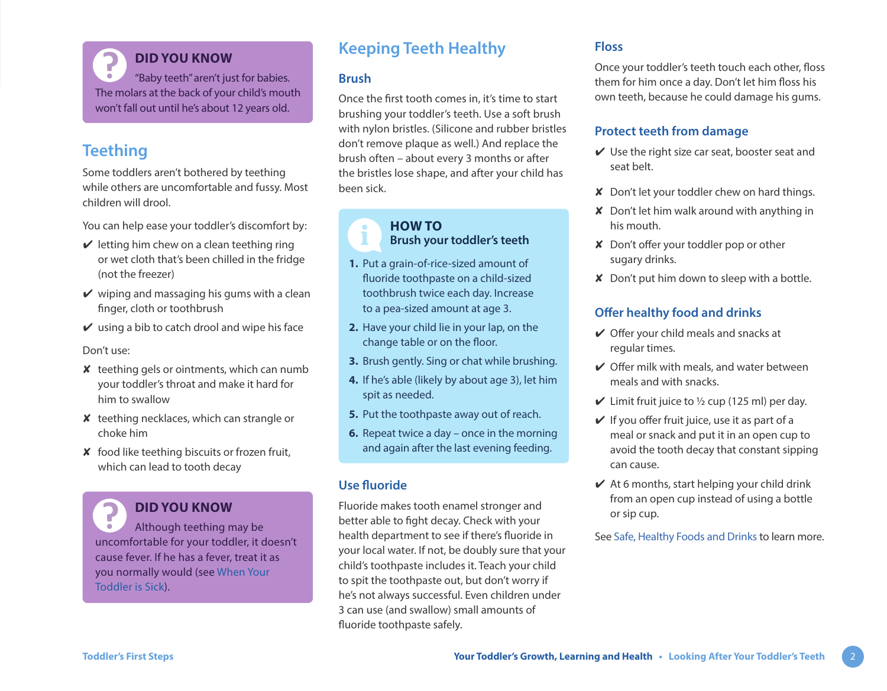> **DID YOU KNOW**
>
> "Baby teeth" aren't just for babies. The molars at the back of your child's mouth won't fall out until he's about 12 years old.

## Teething

Some toddlers aren't bothered by teething while others are uncomfortable and fussy. Most children will drool.

You can help ease your toddler's discomfort by:

- ✔ letting him chew on a clean teething ring or wet cloth that's been chilled in the fridge (not the freezer)
- ✔ wiping and massaging his gums with a clean finger, cloth or toothbrush
- ✔ using a bib to catch drool and wipe his face

Don't use:

- ✘ teething gels or ointments, which can numb your toddler's throat and make it hard for him to swallow
- ✘ teething necklaces, which can strangle or choke him
- ✘ food like teething biscuits or frozen fruit, which can lead to tooth decay

> **DID YOU KNOW**
>
> Although teething may be uncomfortable for your toddler, it doesn't cause fever. If he has a fever, treat it as you normally would (see When Your Toddler is Sick).

## Keeping Teeth Healthy

### Brush

Once the first tooth comes in, it's time to start brushing your toddler's teeth. Use a soft brush with nylon bristles. (Silicone and rubber bristles don't remove plaque as well.) And replace the brush often – about every 3 months or after the bristles lose shape, and after your child has been sick.

> **HOW TO**
> **Brush your toddler's teeth**
>
> 1. Put a grain-of-rice-sized amount of fluoride toothpaste on a child-sized toothbrush twice each day. Increase to a pea-sized amount at age 3.
> 2. Have your child lie in your lap, on the change table or on the floor.
> 3. Brush gently. Sing or chat while brushing.
> 4. If he's able (likely by about age 3), let him spit as needed.
> 5. Put the toothpaste away out of reach.
> 6. Repeat twice a day – once in the morning and again after the last evening feeding.

### Use fluoride

Fluoride makes tooth enamel stronger and better able to fight decay. Check with your health department to see if there's fluoride in your local water. If not, be doubly sure that your child's toothpaste includes it. Teach your child to spit the toothpaste out, but don't worry if he's not always successful. Even children under 3 can use (and swallow) small amounts of fluoride toothpaste safely.

### Floss

Once your toddler's teeth touch each other, floss them for him once a day. Don't let him floss his own teeth, because he could damage his gums.

### Protect teeth from damage

- ✔ Use the right size car seat, booster seat and seat belt.
- ✘ Don't let your toddler chew on hard things.
- ✘ Don't let him walk around with anything in his mouth.
- ✘ Don't offer your toddler pop or other sugary drinks.
- ✘ Don't put him down to sleep with a bottle.

### Offer healthy food and drinks

- ✔ Offer your child meals and snacks at regular times.
- ✔ Offer milk with meals, and water between meals and with snacks.
- ✔ Limit fruit juice to ½ cup (125 ml) per day.
- ✔ If you offer fruit juice, use it as part of a meal or snack and put it in an open cup to avoid the tooth decay that constant sipping can cause.
- ✔ At 6 months, start helping your child drink from an open cup instead of using a bottle or sip cup.

See Safe, Healthy Foods and Drinks to learn more.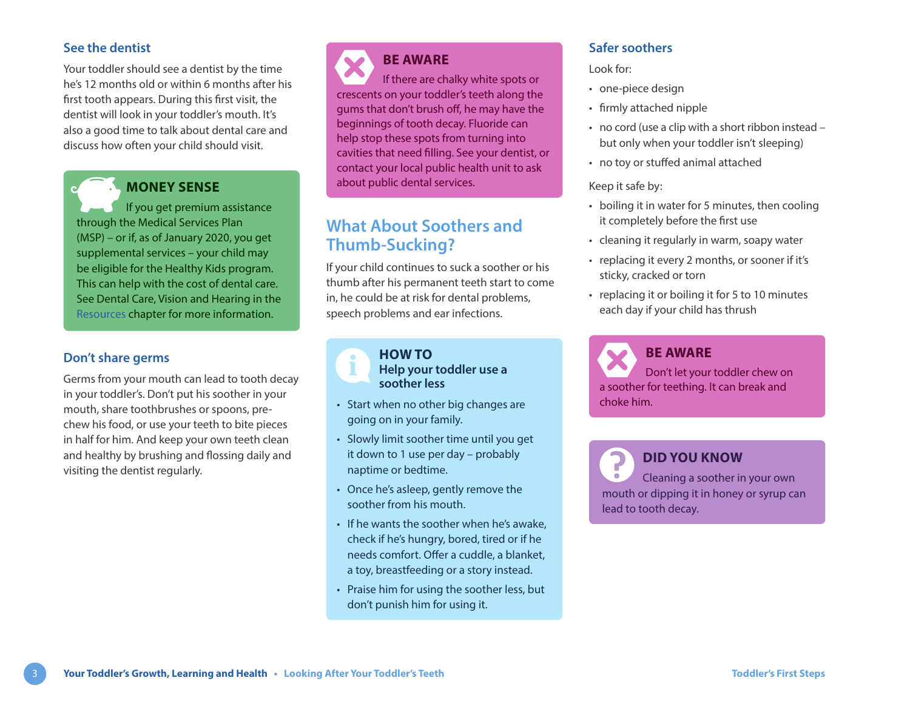### See the dentist

Your toddler should see a dentist by the time he's 12 months old or within 6 months after his first tooth appears. During this first visit, the dentist will look in your toddler's mouth. It's also a good time to talk about dental care and discuss how often your child should visit.

**MONEY SENSE**

If you get premium assistance through the Medical Services Plan (MSP) – or if, as of January 2020, you get supplemental services – your child may be eligible for the Healthy Kids program. This can help with the cost of dental care. See Dental Care, Vision and Hearing in the Resources chapter for more information.

### Don't share germs

Germs from your mouth can lead to tooth decay in your toddler's. Don't put his soother in your mouth, share toothbrushes or spoons, pre-chew his food, or use your teeth to bite pieces in half for him. And keep your own teeth clean and healthy by brushing and flossing daily and visiting the dentist regularly.

**BE AWARE**

If there are chalky white spots or crescents on your toddler's teeth along the gums that don't brush off, he may have the beginnings of tooth decay. Fluoride can help stop these spots from turning into cavities that need filling. See your dentist, or contact your local public health unit to ask about public dental services.

## What About Soothers and Thumb-Sucking?

If your child continues to suck a soother or his thumb after his permanent teeth start to come in, he could be at risk for dental problems, speech problems and ear infections.

**HOW TO**
**Help your toddler use a soother less**

- Start when no other big changes are going on in your family.
- Slowly limit soother time until you get it down to 1 use per day – probably naptime or bedtime.
- Once he's asleep, gently remove the soother from his mouth.
- If he wants the soother when he's awake, check if he's hungry, bored, tired or if he needs comfort. Offer a cuddle, a blanket, a toy, breastfeeding or a story instead.
- Praise him for using the soother less, but don't punish him for using it.

### Safer soothers

Look for:

- one-piece design
- firmly attached nipple
- no cord (use a clip with a short ribbon instead – but only when your toddler isn't sleeping)
- no toy or stuffed animal attached

Keep it safe by:

- boiling it in water for 5 minutes, then cooling it completely before the first use
- cleaning it regularly in warm, soapy water
- replacing it every 2 months, or sooner if it's sticky, cracked or torn
- replacing it or boiling it for 5 to 10 minutes each day if your child has thrush

**BE AWARE**

Don't let your toddler chew on a soother for teething. It can break and choke him.

**DID YOU KNOW**

Cleaning a soother in your own mouth or dipping it in honey or syrup can lead to tooth decay.